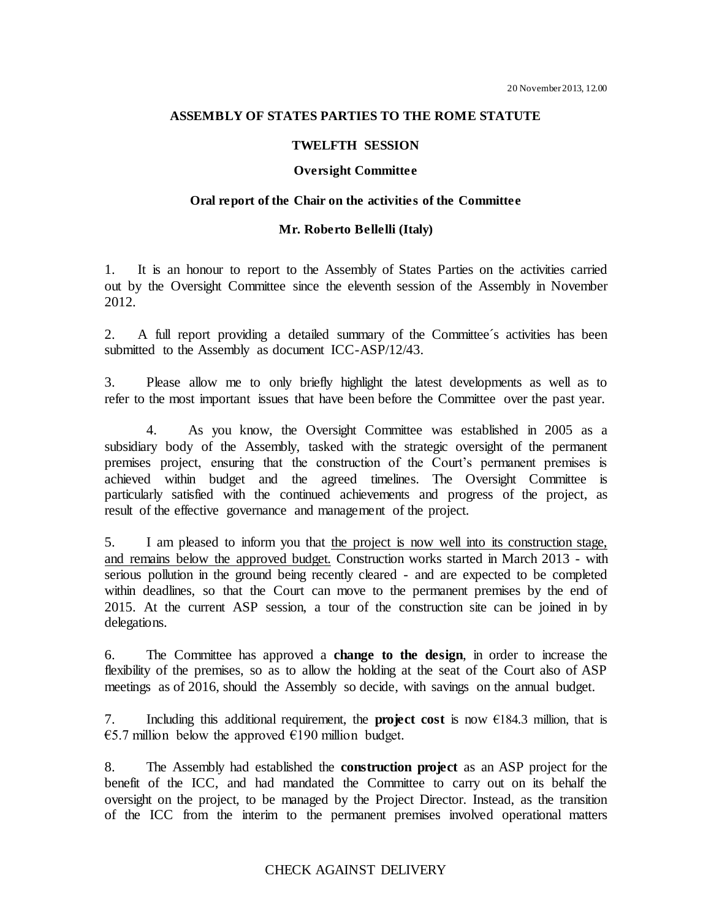20 November 2013, 12.00

**ASSEMBLY OF STATES PARTIES TO THE ROME STATUTE**

**TWELFTH SESSION**

**Oversight Committee**

**Oral report of the Chair on the activities of the Committee**

**Mr. Roberto Bellelli (Italy)**

1. It is an honour to report to the Assembly of States Parties on the activities carried out by the Oversight Committee since the eleventh session of the Assembly in November 2012.

2. A full report providing a detailed summary of the Committee´s activities has been submitted to the Assembly as document ICC-ASP/12/43.

3. Please allow me to only briefly highlight the latest developments as well as to refer to the most important issues that have been before the Committee over the past year.

4. As you know, the Oversight Committee was established in 2005 as a subsidiary body of the Assembly, tasked with the strategic oversight of the permanent premises project, ensuring that the construction of the Court's permanent premises is achieved within budget and the agreed timelines. The Oversight Committee is particularly satisfied with the continued achievements and progress of the project, as result of the effective governance and management of the project.

5. I am pleased to inform you that <u>the project is now well into its construction stage, and remains below the approved budget.</u> Construction works started in March 2013 - with serious pollution in the ground being recently cleared - and are expected to be completed within deadlines, so that the Court can move to the permanent premises by the end of 2015. At the current ASP session, a tour of the construction site can be joined in by delegations.

6. The Committee has approved a **change to the design**, in order to increase the flexibility of the premises, so as to allow the holding at the seat of the Court also of ASP meetings as of 2016, should the Assembly so decide, with savings on the annual budget.

7. Including this additional requirement, the **project cost** is now €184.3 million, that is €5.7 million below the approved €190 million budget.

8. The Assembly had established the **construction project** as an ASP project for the benefit of the ICC, and had mandated the Committee to carry out on its behalf the oversight on the project, to be managed by the Project Director. Instead, as the transition of the ICC from the interim to the permanent premises involved operational matters

CHECK AGAINST DELIVERY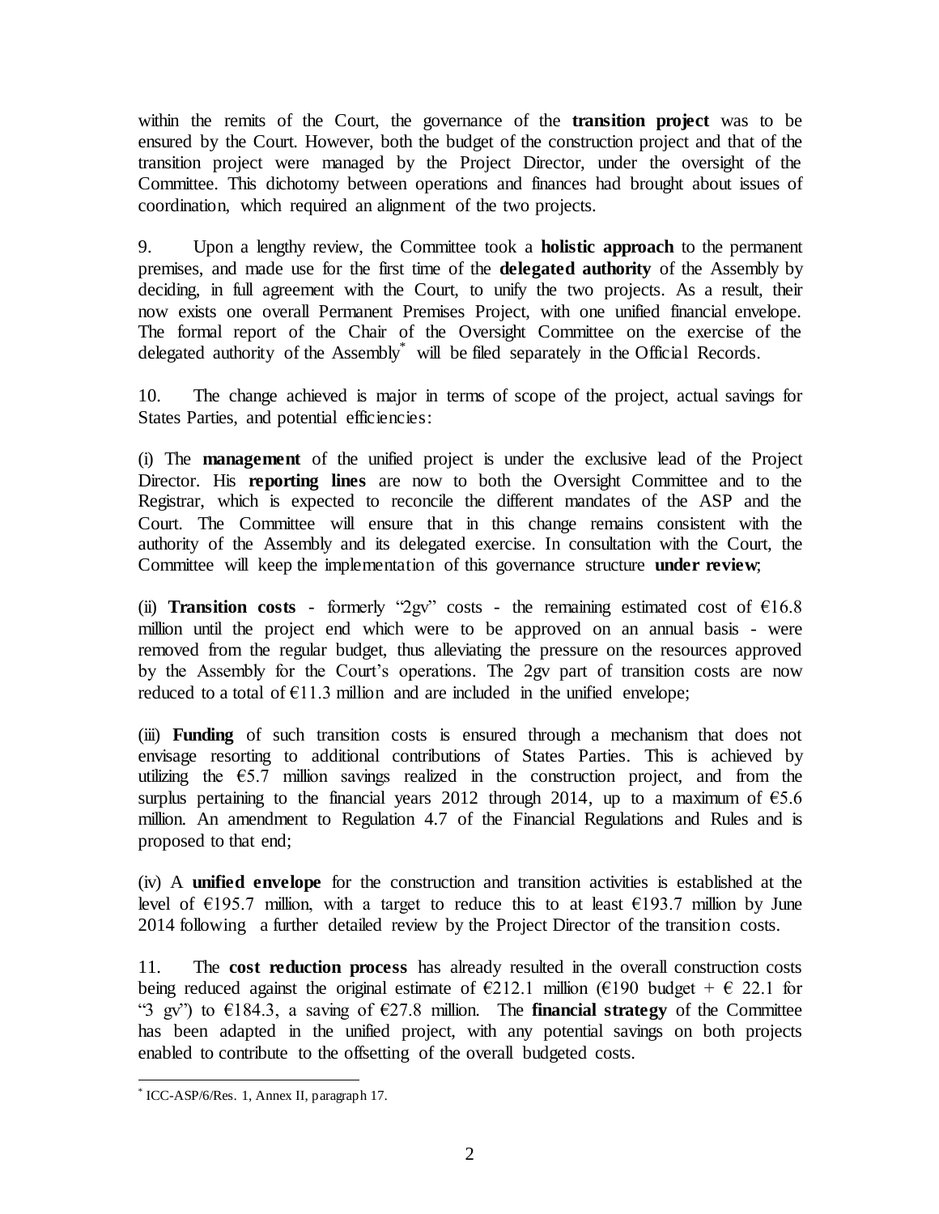within the remits of the Court, the governance of the **transition project** was to be ensured by the Court. However, both the budget of the construction project and that of the transition project were managed by the Project Director, under the oversight of the Committee. This dichotomy between operations and finances had brought about issues of coordination, which required an alignment of the two projects.

9. Upon a lengthy review, the Committee took a **holistic approach** to the permanent premises, and made use for the first time of the **delegated authority** of the Assembly by deciding, in full agreement with the Court, to unify the two projects. As a result, their now exists one overall Permanent Premises Project, with one unified financial envelope. The formal report of the Chair of the Oversight Committee on the exercise of the delegated authority of the Assembly* will be filed separately in the Official Records.

10. The change achieved is major in terms of scope of the project, actual savings for States Parties, and potential efficiencies:

(i) The **management** of the unified project is under the exclusive lead of the Project Director. His **reporting lines** are now to both the Oversight Committee and to the Registrar, which is expected to reconcile the different mandates of the ASP and the Court. The Committee will ensure that in this change remains consistent with the authority of the Assembly and its delegated exercise. In consultation with the Court, the Committee will keep the implementation of this governance structure **under review**;

(ii) **Transition costs** - formerly "2gv" costs - the remaining estimated cost of €16.8 million until the project end which were to be approved on an annual basis - were removed from the regular budget, thus alleviating the pressure on the resources approved by the Assembly for the Court's operations. The 2gv part of transition costs are now reduced to a total of €11.3 million and are included in the unified envelope;

(iii) **Funding** of such transition costs is ensured through a mechanism that does not envisage resorting to additional contributions of States Parties. This is achieved by utilizing the €5.7 million savings realized in the construction project, and from the surplus pertaining to the financial years 2012 through 2014, up to a maximum of €5.6 million. An amendment to Regulation 4.7 of the Financial Regulations and Rules and is proposed to that end;

(iv) A **unified envelope** for the construction and transition activities is established at the level of €195.7 million, with a target to reduce this to at least €193.7 million by June 2014 following a further detailed review by the Project Director of the transition costs.

11. The **cost reduction process** has already resulted in the overall construction costs being reduced against the original estimate of €212.1 million (€190 budget + € 22.1 for "3 gv") to €184.3, a saving of €27.8 million. The **financial strategy** of the Committee has been adapted in the unified project, with any potential savings on both projects enabled to contribute to the offsetting of the overall budgeted costs.

* ICC-ASP/6/Res. 1, Annex II, paragraph 17.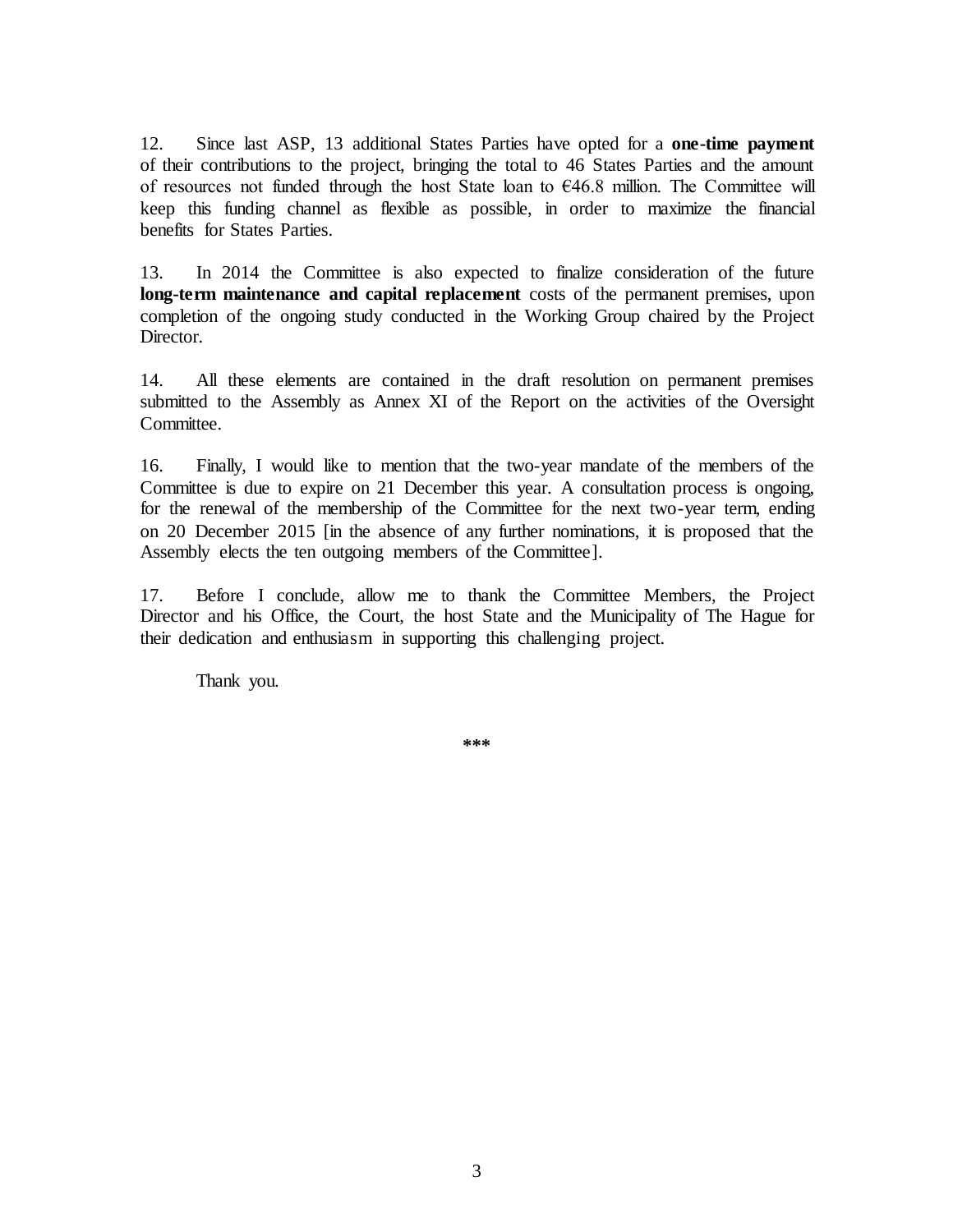12. Since last ASP, 13 additional States Parties have opted for a **one-time payment** of their contributions to the project, bringing the total to 46 States Parties and the amount of resources not funded through the host State loan to €46.8 million. The Committee will keep this funding channel as flexible as possible, in order to maximize the financial benefits for States Parties.

13. In 2014 the Committee is also expected to finalize consideration of the future **long-term maintenance and capital replacement** costs of the permanent premises, upon completion of the ongoing study conducted in the Working Group chaired by the Project Director.

14. All these elements are contained in the draft resolution on permanent premises submitted to the Assembly as Annex XI of the Report on the activities of the Oversight Committee.

16. Finally, I would like to mention that the two-year mandate of the members of the Committee is due to expire on 21 December this year. A consultation process is ongoing, for the renewal of the membership of the Committee for the next two-year term, ending on 20 December 2015 [in the absence of any further nominations, it is proposed that the Assembly elects the ten outgoing members of the Committee].

17. Before I conclude, allow me to thank the Committee Members, the Project Director and his Office, the Court, the host State and the Municipality of The Hague for their dedication and enthusiasm in supporting this challenging project.

Thank you.

***